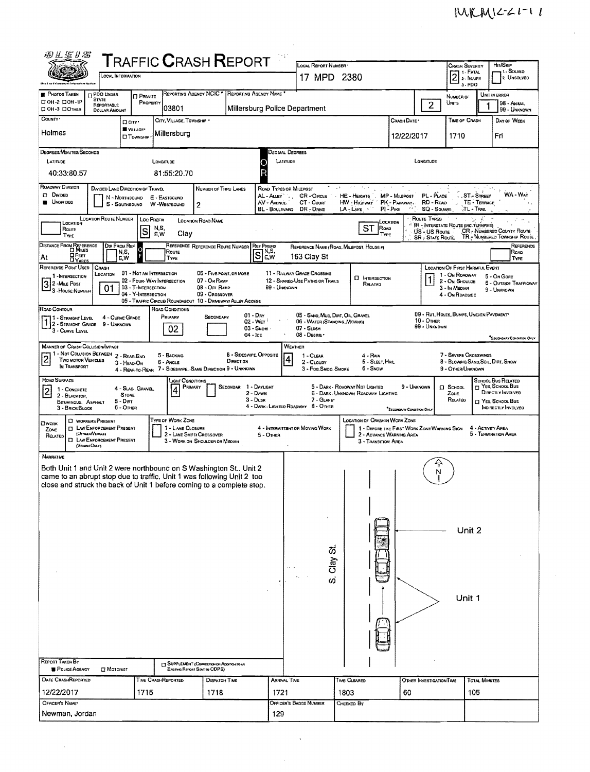MVCM12-21-11

# TRAFFIC CRASH REPORT

OLEIS — LOCAL INFORMATION

| Field | Value |
|---|---|
| Local Report Number | 17 MPD 2380 |
| Crash Severity (1 - Fatal, 2 - Injury, 3 - PDO) | 2 |
| Hit/Skip (1 - Solved, 2 - Unsolved) | |
| Photos Taken | |
| PDO Under State Reportable Dollar Amount | |
| Private Property | |
| Reporting Agency NCIC | 03801 |
| Reporting Agency Name | Millersburg Police Department |
| Number of Units | 2 |
| Unit in Error (98 - Animal, 99 - Unknown) | 1 |
| County | Holmes |
| City, Village, Township | Village — Millersburg |
| Crash Date | 12/22/2017 |
| Time of Crash | 1710 |
| Day of Week | Fri |
| Latitude (Degrees/Minutes/Seconds) | 40:33:80.57 |
| Longitude (Degrees/Minutes/Seconds) | 81:55:20.70 |

**Roadway Division:** Undivided
**Number of Thru Lanes:** 2

**Road Types or Milepost:** AL - Alley, AV - Avenue, BL - Boulevard, CR - Circle, CT - Court, DR - Drive, HE - Heights, HW - Highway, LA - Lane, MP - Milepost, PK - Parkway, PI - Pike, PL - Place, RD - Road, SQ - Square, ST - Street, TE - Terrace, TL - Trail, WA - Way

**Location:** Loc Prefix: S — Location Road Name: Clay — Location Road Type: ST

**Route Types:** IR - Interstate Route (inc. Turnpike), US - US Route, SR - State Route, CR - Numbered County Route, TR - Numbered Township Route

**Distance From Reference:** At — Ref Prefix: S — Reference Name: 163 Clay St

**Reference Point Used:** 3 - House Number

**Crash Location:** 01 - Not an Intersection

Options: 01 - Not an Intersection, 02 - Four-Way Intersection, 03 - T-Intersection, 04 - Y-Intersection, 05 - Traffic Circle/Roundabout, 06 - Five-Point, or More, 07 - On Ramp, 08 - Off Ramp, 09 - Crossover, 10 - Driveway/Alley Access, 11 - Railway Grade Crossing, 12 - Shared-Use Paths or Trails, 99 - Unknown

**Location of First Harmful Event:** 1 - On Roadway

**Road Contour:** 1 - Straight Level

**Road Conditions:** Primary: 02 (Wet)

Options: 01 - Dry, 02 - Wet, 03 - Snow, 04 - Ice, 05 - Sand, Mud, Dirt, Oil, Gravel, 06 - Water (Standing, Moving), 07 - Slush, 08 - Debris, 09 - Rut, Holes, Bumps, Uneven Pavement, 10 - Other, 99 - Unknown

**Manner of Crash Collision/Impact:** 2 - Rear-End

**Weather:** 4 - Rain

**Road Surface:** 2 - Blacktop, Bituminous, Asphalt

**Light Conditions:** Primary: 4 - Dark - Lighted Roadway

**Work Zone Related:** —

## NARRATIVE

Both Unit 1 and Unit 2 were northbound on S Washington St.. Unit 2 came to an abrupt stop due to traffic. Unit 1 was following Unit 2 too close and struck the back of Unit 1 before coming to a complete stop.

Diagram labels: N, S. Clay St., Unit 2, Unit 1

**Report Taken By:** Police Agency

| Date Crash Reported | Time Crash Reported | Dispatch Time | Arrival Time | Time Cleared | Other Investigation Time | Total Minutes |
|---|---|---|---|---|---|---|
| 12/22/2017 | 1715 | 1718 | 1721 | 1803 | 60 | 105 |

| Officer's Name | Officer's Badge Number | Checked By |
|---|---|---|
| Newman, Jordan | 129 | |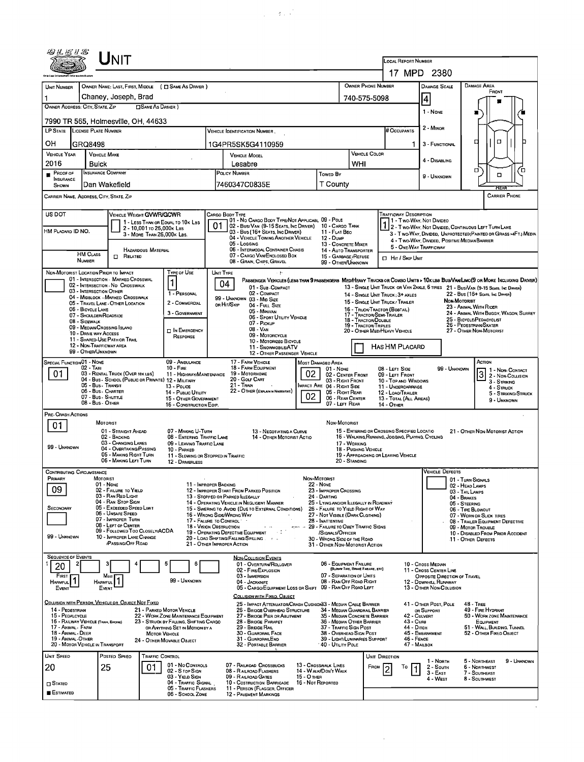# UNIT

**LOCAL REPORT NUMBER:** 17 MPD 2380

| UNIT NUMBER | OWNER NAME: LAST, FIRST, MIDDLE ( ☐ SAME AS DRIVER ) | OWNER PHONE NUMBER | DAMAGE SCALE | DAMAGE AREA |
|---|---|---|---|---|
| 1 | Chaney, Joseph, Brad | 740-575-5098 | 4 | |

**OWNER ADDRESS: CITY, STATE, ZIP** ☐ SAME AS DRIVER )
7990 TR 565, Holmesville, OH, 44633

DAMAGE SCALE: 1 - NONE, 2 - MINOR, 3 - FUNCTIONAL, 4 - DISABLING, 9 - UNKNOWN

| LP STATE | LICENSE PLATE NUMBER | VEHICLE IDENTIFICATION NUMBER | # OCCUPANTS |
|---|---|---|---|
| OH | GRQ8498 | 1G4PR5SK5G4110959 | 1 |

| VEHICLE YEAR | VEHICLE MAKE | VEHICLE MODEL | VEHICLE COLOR |
|---|---|---|---|
| 2016 | Buick | Lesabre | WHI |

| PROOF OF INSURANCE SHOWN | INSURANCE COMPANY | POLICY NUMBER | TOWED BY |
|---|---|---|---|
| ■ | Dan Wakefield | 7460347C0835E | T County |

CARRIER NAME, ADDRESS, CITY, STATE, ZIP | CARRIER PHONE

US DOT | VEHICLE WEIGHT GVWR/GCWR: 1 - LESS THAN OR EQUAL TO 10K LBS; 2 - 10,001 TO 26,000K LBS; 3 - MORE THAN 26,000K LBS.

HM PLACARD ID NO. | HM CLASS NUMBER | HAZARDOUS MATERIAL ☐ RELATED

CARGO BODY TYPE: **01** — 01 - NO CARGO BODY TYPE/NOT APPLICABLE; 02 - BUS/VAN (9-15 SEATS, INC DRIVER); 03 - BUS (16+ SEATS, INC DRIVER); 04 - VEHICLE TOWING ANOTHER VEHICLE; 05 - LOGGING; 06 - INTERMODAL CONTAINER CHASIS; 07 - CARGO VAN/ENCLOSED BOX; 08 - GRAIN, CHIPS, GRAVEL; 09 - POLE; 10 - CARGO TANK; 11 - FLAT BED; 12 - DUMP; 13 - CONCRETE MIXER; 14 - AUTO TRANSPORTER; 15 - GARBAGE/REFUSE; 99 - OTHER/UNKNOWN

TRAFFICWAY DESCRIPTION: **1** — 1 - TWO-WAY, NOT DIVIDED; 2 - TWO-WAY, NOT DIVIDED, CONTINUOUS LEFT TURN LANE; 3 - TWO-WAY, DIVIDED, UNPROTECTED (PAINTED OR GRASS >4FT.) MEDIA; 4 - TWO-WAY, DIVIDED, POSITIVE MEDIAN BARRIER; 5 - ONE-WAY TRAFFICWAY; ☐ HIT / SKIP UNIT

NON-MOTORIST LOCATION PRIOR TO IMPACT: 01 - INTERSECTION - MARKED CROSSWALK; 02 - INTERSECTION - NO CROSSWALK; 03 - INTERSECTION OTHER; 04 - MIDBLOCK - MARKED CROSSWALK; 05 - TRAVEL LANE - OTHER LOCATION; 06 - BICYCLE LANE; 07 - SHOULDER/ROADSIDE; 08 - SIDEWALK; 09 - MEDIAN/CROSSING ISLAND; 10 - DRIVE WAY ACCESS; 11 - SHARED-USE PATH OR TRAIL; 12 - NON-TRAFFICWAY AREA; 99 - OTHER/UNKNOWN

TYPE OF USE: **1** — 1 - PERSONAL; 2 - COMMERCIAL; 3 - GOVERNMENT; ☐ IN EMERGENCY RESPONSE

UNIT TYPE: **04** — PASSENGER VEHICLES (LESS THAN 9 PASSENGERS): 01 - SUB-COMPACT; 02 - COMPACT; 99 - UNKNOWN 03 - MID SIZE; OR HIT/SKIP 04 - FULL SIZE; 05 - MINIVAN; 06 - SPORT UTILITY VEHICLE; 07 - PICKUP; 08 - VAN; 09 - MOTORCYCLE; 10 - MOTORIZED BICYCLE; 11 - SNOWMOBILE/ATV; 12 - OTHER PASSENGER VEHICLE. MED/HEAVY TRUCKS OR COMBO UNITS > 10K LBS BUS/VAN/LIMO (9 OR MORE INCLUDING DRIVER): 13 - SINGLE UNIT TRUCK OR VAN 2AXLE, 6 TIRES; 14 - SINGLE UNIT TRUCK; 3+ AXLES; 15 - SINGLE UNIT TRUCK / TRAILER; 16 - TRUCK/TRACTOR (BOBTAIL); 17 - TRACTOR/SEMI-TRAILER; 18 - TRACTOR/DOUBLE; 19 - TRACTOR/TRIPLES; 20 - OTHER MED/HEAVY VEHICLE; 21 - BUS/VAN (9-15 SEATS, INC DRIVER); 22 - BUS (16+ SEATS, INC DRIVER). NON-MOTORIST: 23 - ANIMAL WITH RIDER; 24 - ANIMAL WITH BUGGY, WAGON, SURREY; 25 - BICYCLE/PEDACYCLIST; 26 - PEDESTRIAN/SKATER; 27 - OTHER NON-MOTORIST. ☐ HAS HM PLACARD

SPECIAL FUNCTION: **01** — 01 - NONE; 02 - TAXI; 03 - RENTAL TRUCK (OVER 10K LBS); 04 - BUS - SCHOOL (PUBLIC OR PRIVATE); 05 - BUS - TRANSIT; 06 - BUS - CHARTER; 07 - BUS - SHUTTLE; 08 - BUS - OTHER; 09 - AMBULANCE; 10 - FIRE; 11 - HIGHWAY/MAINTENANCE; 12 - MILITARY; 13 - POLICE; 14 - PUBLIC UTILITY; 15 - OTHER GOVERNMENT; 16 - CONSTRUCTION EQIP.; 17 - FARM VEHICLE; 18 - FARM EQUIPMENT; 19 - MOTORHOME; 20 - GOLF CART; 21 - TRAIN; 22 - OTHER (EXPLAIN IN NARRATIVE)

MOST DAMAGED AREA: **02**; IMPACT ARE: **02** — 01 - NONE; 02 - CENTER FRONT; 03 - RIGHT FRONT; 04 - RIGHT SIDE; 05 - RIGHT REAR; 06 - REAR CENTER; 07 - LEFT REAR; 08 - LEFT SIDE; 09 - LEFT FRONT; 10 - TOP AND WINDOWS; 11 - UNDERCARRIAGE; 12 - LOAD/TRAILER; 13 - TOTAL (ALL AREAS); 14 - OTHER; 99 - UNKNOWN

ACTION: **3** — 1 - NON-CONTACT; 2 - NON-COLLISION; 3 - STRIKING; 4 - STRUCK; 5 - STRIKING/STRUCK; 9 - UNKNOWN

PRE-CRASH ACTIONS: **01** — MOTORIST: 01 - STRAIGHT AHEAD; 02 - BACKING; 03 - CHANGING LANES; 04 - OVERTAKING/PASSING; 05 - MAKING RIGHT TURN; 06 - MAKING LEFT TURN; 07 - MAKING U-TURN; 08 - ENTERING TRAFFIC LANE; 09 - LEAVING TRAFFIC LANE; 10 - PARKED; 11 - SLOWING OR STOPPED IN TRAFFIC; 12 - DRIVERLESS; 13 - NEGOTIATING A CURVE; 14 - OTHER MOTORIST ACTIO. NON-MOTORIST: 15 - ENTERING OR CROSSING SPECIFIED LOCATIO; 16 - WALKING, RUNNING, JOGGING, PLAYING, CYCLING; 17 - WORKING; 18 - PUSHING VEHICLE; 19 - APPROACHING OR LEAVING VEHICLE; 20 - STANDING; 21 - OTHER NON-MOTORIST ACTION. 99 - UNKNOWN

CONTRIBUTING CIRCUMSTANCE: PRIMARY **09**; SECONDARY; 99 - UNKNOWN — MOTORIST: 01 - NONE; 02 - FAILURE TO YIELD; 03 - RAN RED LIGHT; 04 - RAN STOP SIGN; 05 - EXCEEDED SPEED LIMIT; 06 - UNSAFE SPEED; 07 - IMPROPER TURN; 08 - LEFT OF CENTER; 09 - FOLLOWED TOO CLOSELY/ACDA; 10 - IMPROPER LANE CHANGE /PASSING/OFF ROAD; 11 - IMPROPER BACKING; 12 - IMPROPER START FROM PARKED POSITION; 13 - STOPPED OR PARKED ILLEGALLY; 14 - OPERATING VEHICLE IN NEGLIGENT MANNER; 15 - SWERING TO AVOID (DUE TO EXTERNAL CONDITIONS); 16 - WRONG SIDE/WRONG WAY; 17 - FALURE TO CONTROL; 18 - VISION OBSTRUCTION; 19 - OPERATING DEFECTIVE EQUIPMENT; 20 - LOAD SHIFTING/FALLING/SPILLING; 21 - OTHER IMPROPER ACTION. NON-MOTORIST: 22 - NONE; 23 - IMPROPER CROSSING; 24 - DARTING; 25 - LYING AND/OR ILLEGALLY IN ROADWAY; 26 - FALURE TO YIELD RIGHT OF WAY; 27 - NOT VISIBLE (DARK CLOTHING); 28 - INATTENTIVE; 29 - FAILURE TO OBEY TRAFFIC SIGNS /SIGNALS/OFFICER; 30 - WRONG SIDE OF THE ROAD; 31 - OTHER NON-MOTORIST ACTION

VEHICLE DEFECTS: 01 - TURN SIGNALS; 02 - HEAD LAMPS; 03 - TAIL LAMPS; 04 - BRAKES; 05 - STEERING; 06 - TIRE BLOWOUT; 07 - WORN OR SLICK TIRES; 08 - TRAILER EQUIPMENT DEFECTIVE; 09 - MOTOR TROUBLE; 10 - DISABLED FROM PRIOR ACCIDENT; 11 - OTHER DEFECTS

SEQUENCE OF EVENTS: 1: **20**; 2; 3; 4; 5; 6. FIRST HARMFUL EVENT: **1**; MOST HARMFUL EVENT: **1**; 99 - UNKNOWN

NON-COLLISION EVENTS: 01 - OVERTURN/ROLLOVER; 02 - FIRE/EXPLOSION; 03 - IMMERSION; 04 - JACKKNIFE; 05 - CARGO/EQUIPMENT LOSS OR SHIFT; 06 - EQUIPMENT FAILURE (BLOWN TIRE, BRAKE FAILURE, ETC); 07 - SEPARATION OF UNITS; 08 - RAN OFF ROAD RIGHT; 09 - RAN OFF ROAD LEFT; 10 - CROSS MEDIAN; 11 - CROSS CENTER LINE OPPOSITE DIRECTION OF TRAVEL; 12 - DOWNHILL RUNAWAY; 13 - OTHER NON-COLLISION

COLLISION WITH PERSON, VEHICLE OR OBJECT NOT FIXED: 14 - PEDESTRIAN; 15 - PEDALCYCLE; 16 - RAILWAY VEHICLE (TRAIN, ENGINE); 17 - ANIMAL - FARM; 18 - ANIMAL - DEER; 19 - ANIMAL - OTHER; 20 - MOTOR VEHICLE IN TRANSPORT; 21 - PARKED MOTOR VEHICLE; 22 - WORK ZONE MAINTENANCE EQUIPMENT; 23 - STRUCK BY FALLING, SHIFTING CARGO OR ANYTHING SET IN MOTION BY A MOTOR VEHICLE; 24 - OTHER MOVABLE OBJECT

COLLISION WITH FIXED, OBJECT: 25 - IMPACT ATTENUATOR/CRASH CUSHION; 26 - BRIDGE OVERHEAD STRUCTURE; 27 - BRIDGE PIER OR ABUTMENT; 28 - BRIDGE PARAPET; 29 - BRIDGE RAIL; 30 - GUARDRAIL FACE; 31 - GUARDRAILEND; 32 - PORTABLE BARRIER; 33 - MEDIAN CABLE BARRIER; 34 - MEDIAN GUARDRAIL BARRIER; 35 - MEDIAN CONCRETE BARRIER; 36 - MEDIAN OTHER BARRIER; 37 - TRAFFIC SIGN POST; 38 - OVERHEAD SIGN POST; 39 - LIGHT/LUMINARIES SUPPORT; 40 - UTILITY POLE; 41 - OTHER POST, POLE OR SUPPORT; 42 - CULVERT; 43 - CURB; 44 - DITCH; 45 - EMBANKMENT; 46 - FENCE; 47 - MAILBOX; 48 - TREE; 49 - FIRE HYDRANT; 50 - WORK ZONE MAINTENANCE EQUIPMENT; 51 - WALL, BUILDING, TUNNEL; 52 - OTHER FIXED OBJECT

| UNIT SPEED | POSTED SPEED | TRAFFIC CONTROL | UNIT DIRECTION |
|---|---|---|---|
| 20 | 25 | 01 | FROM 2 TO 1 |

☐ STATED ■ ESTIMATED

TRAFFIC CONTROL: 01 - NO CONTROLS; 02 - STOP SIGN; 03 - YIELD SIGN; 04 - TRAFFIC SIGNAL; 05 - TRAFFIC FLASHERS; 06 - SCHOOL ZONE; 07 - RAILROAD CROSSBUCKS; 08 - RAILROAD FLASHERS; 09 - RAILROAD GATES; 10 - COSTRUCTION BARRICADE; 11 - PERSON (FLAGGER, OFFICER); 12 - PAVEMENT MARKINGS; 13 - CROSSWALK LINES; 14 - WALK/DON'T WALK; 15 - OTHER; 16 - NOT REPORTED

UNIT DIRECTION: 1 - NORTH; 2 - SOUTH; 3 - EAST; 4 - WEST; 5 - NORTHEAST; 6 - NORTHWEST; 7 - SOUTHEAST; 8 - SOUTHWEST; 9 - UNKNOWN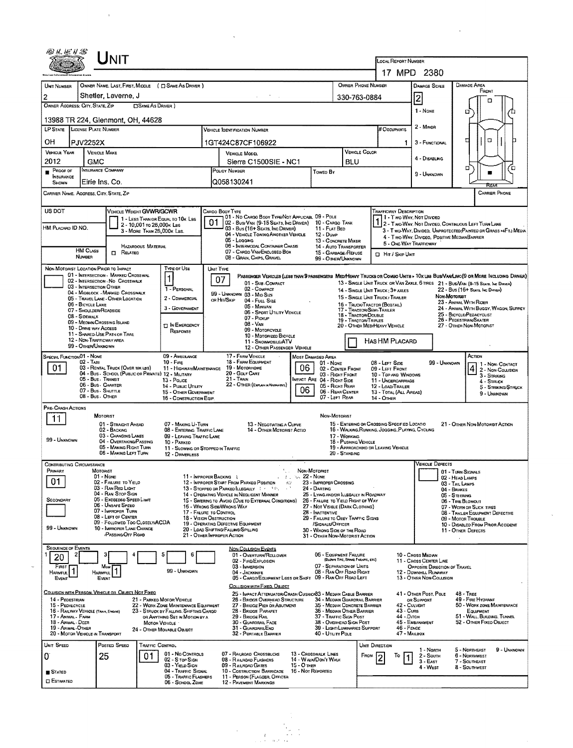# UNIT

**LOCAL REPORT NUMBER:** 17 MPD 2380

| UNIT NUMBER | OWNER NAME: LAST, FIRST, MIDDLE ( ☐ SAME AS DRIVER ) | OWNER PHONE NUMBER | DAMAGE SCALE | DAMAGE AREA |
|---|---|---|---|---|
| 2 | Shetler, Laverne, J | 330-763-0884 | 2 | |

**OWNER ADDRESS: CITY, STATE, ZIP** ( ☐ SAME AS DRIVER )
13988 TR 224, Glenmont, OH, 44628

| LP STATE | LICENSE PLATE NUMBER | VEHICLE IDENTIFICATION NUMBER | # OCCUPANTS |
|---|---|---|---|
| OH | PJV2252X | 1GT424C87CF106922 | 1 |

| VEHICLE YEAR | VEHICLE MAKE | VEHICLE MODEL | VEHICLE COLOR |
|---|---|---|---|
| 2012 | GMC | Sierra C1500SIE - NC1 | BLU |

| PROOF OF INSURANCE SHOWN | INSURANCE COMPANY | POLICY NUMBER | TOWED BY |
|---|---|---|---|
| ■ | Eirie Ins. Co. | Q058130241 | |

Damage Scale: 1 - None; 2 - Minor; 3 - Functional; 4 - Disabling; 9 - Unknown

CARRIER NAME, ADDRESS, CITY, STATE, ZIP — CARRIER PHONE

US DOT — HM PLACARD ID NO. — HM CLASS NUMBER — ☐ HAZARDOUS MATERIAL RELATED

VEHICLE WEIGHT GVWR/GCWR: 1 (1 - Less than or equal to 10K lbs; 2 - 10,001 to 26,000K lbs; 3 - More than 26,000K lbs.)

CARGO BODY TYPE: 01 (01 - No Cargo Body Type/Not Applicable; 02 - Bus/Van (9-15 Seats, Inc Driver); 03 - Bus (16+ Seats, Inc Driver); 04 - Vehicle Towing Another Vehicle; 05 - Logging; 06 - Intermodal Container Chassis; 07 - Cargo Van/Enclosed Box; 08 - Grain, Chips, Gravel; 09 - Pole; 10 - Cargo Tank; 11 - Flat Bed; 12 - Dump; 13 - Concrete Mixer; 14 - Auto Transporter; 15 - Garbage/Refuse; 99 - Other/Unknown)

TRAFFICWAY DESCRIPTION: 1 (1 - Two-Way, Not Divided; 2 - Two-Way, Not Divided, Continuous Left Turn Lane; 3 - Two-Way, Divided, Unprotected (Painted or Grass >4Ft.) Media; 4 - Two-Way, Divided, Positive Median Barrier; 5 - One-Way Trafficway) ☐ Hit / Skip Unit

NON-MOTORIST LOCATION PRIOR TO IMPACT: (blank)

TYPE OF USE: 1 (1 - Personal; 2 - Commercial; 3 - Government; ☐ In Emergency Response)

UNIT TYPE: 07 (07 - Pickup)

☐ HAS HM PLACARD

SPECIAL FUNCTION: 01 (01 - None)

MOST DAMAGED AREA: 06 (06 - Rear Center)
IMPACT ARE: 06

ACTION: 4 (4 - Struck)

PRE-CRASH ACTIONS: 11 (11 - Slowing or Stopped in Traffic)

CONTRIBUTING CIRCUMSTANCE
- PRIMARY: 01 (01 - None)
- SECONDARY: (blank)

VEHICLE DEFECTS: (blank)

SEQUENCE OF EVENTS
- 1: 20 (20 - Motor Vehicle in Transport)
- FIRST HARMFUL EVENT: 1
- MOST HARMFUL EVENT: 1

| UNIT SPEED | POSTED SPEED | TRAFFIC CONTROL | UNIT DIRECTION |
|---|---|---|---|
| 0 | 25 | 01 (01 - No Controls) | From 2 To 1 |

■ STATED ☐ ESTIMATED

Unit Direction: 1 - North; 2 - South; 3 - East; 4 - West; 5 - Northeast; 6 - Northwest; 7 - Southeast; 8 - Southwest; 9 - Unknown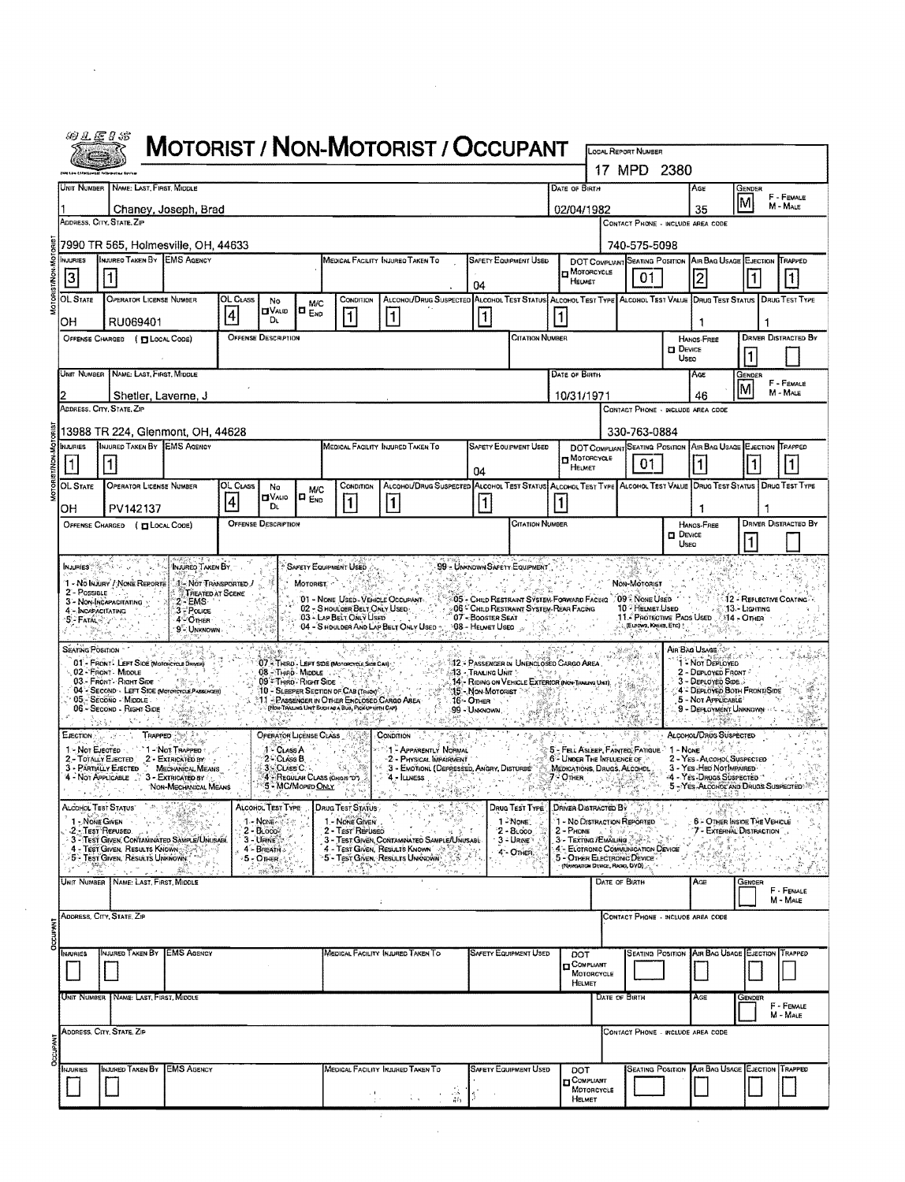# MOTORIST / NON-MOTORIST / OCCUPANT

OLEIS

LOCAL REPORT NUMBER: 17 MPD 2380

## MOTORIST/NON-MOTORIST

| UNIT NUMBER | NAME: LAST, FIRST, MIDDLE | DATE OF BIRTH | AGE | GENDER |
|---|---|---|---|---|
| 1 | Chaney, Joseph, Brad | 02/04/1982 | 35 | M |

| ADDRESS, CITY, STATE, ZIP | CONTACT PHONE - INCLUDE AREA CODE |
|---|---|
| 7990 TR 565, Holmesville, OH, 44633 | 740-575-5098 |

| INJURIES | INJURED TAKEN BY | EMS AGENCY | MEDICAL FACILITY INJURED TAKEN TO | SAFETY EQUIPMENT USED | DOT COMPLIANT MOTORCYCLE HELMET | SEATING POSITION | AIR BAG USAGE | EJECTION | TRAPPED |
|---|---|---|---|---|---|---|---|---|---|
| 3 | 1 | | | 04 | | 01 | 2 | 1 | 1 |

| OL STATE | OPERATOR LICENSE NUMBER | OL CLASS | NO VALID DL | M/C END | CONDITION | ALCOHOL/DRUG SUSPECTED | ALCOHOL TEST STATUS | ALCOHOL TEST TYPE | ALCOHOL TEST VALUE | DRUG TEST STATUS | DRUG TEST TYPE |
|---|---|---|---|---|---|---|---|---|---|---|---|
| OH | RU069401 | 4 | | | 1 | 1 | 1 | 1 | | 1 | 1 |

| OFFENSE CHARGED (LOCAL CODE) | OFFENSE DESCRIPTION | CITATION NUMBER | HANDS-FREE DEVICE USED | DRIVER DISTRACTED BY |
|---|---|---|---|---|
| | | | | 1 |

| UNIT NUMBER | NAME: LAST, FIRST, MIDDLE | DATE OF BIRTH | AGE | GENDER |
|---|---|---|---|---|
| 2 | Shetler, Laverne, J | 10/31/1971 | 46 | M |

| ADDRESS, CITY, STATE, ZIP | CONTACT PHONE - INCLUDE AREA CODE |
|---|---|
| 13988 TR 224, Glenmont, OH, 44628 | 330-763-0884 |

| INJURIES | INJURED TAKEN BY | EMS AGENCY | MEDICAL FACILITY INJURED TAKEN TO | SAFETY EQUIPMENT USED | DOT COMPLIANT MOTORCYCLE HELMET | SEATING POSITION | AIR BAG USAGE | EJECTION | TRAPPED |
|---|---|---|---|---|---|---|---|---|---|
| 1 | 1 | | | 04 | | 01 | 1 | 1 | 1 |

| OL STATE | OPERATOR LICENSE NUMBER | OL CLASS | NO VALID DL | M/C END | CONDITION | ALCOHOL/DRUG SUSPECTED | ALCOHOL TEST STATUS | ALCOHOL TEST TYPE | ALCOHOL TEST VALUE | DRUG TEST STATUS | DRUG TEST TYPE |
|---|---|---|---|---|---|---|---|---|---|---|---|
| OH | PV142137 | 4 | | | 1 | 1 | 1 | 1 | | 1 | 1 |

| OFFENSE CHARGED (LOCAL CODE) | OFFENSE DESCRIPTION | CITATION NUMBER | HANDS-FREE DEVICE USED | DRIVER DISTRACTED BY |
|---|---|---|---|---|
| | | | | 1 |

## Codes

**INJURIES:** 1 - No Injury / None Reported; 2 - Possible; 3 - Non-Incapacitating; 4 - Incapacitating; 5 - Fatal

**INJURED TAKEN BY:** 1 - Not Transported / Treated at Scene; 2 - EMS; 3 - Police; 4 - Other; 9 - Unknown

**SAFETY EQUIPMENT USED:** 99 - Unknown Safety Equipment

Motorist: 01 - None Used - Vehicle Occupant; 02 - Shoulder Belt Only Used; 03 - Lap Belt Only Used; 04 - Shoulder and Lap Belt Only Used; 05 - Child Restraint System Forward Facing; 06 - Child Restraint System Rear Facing; 07 - Booster Seat; 08 - Helmet Used

Non-Motorist: 09 - None Used; 10 - Helmet Used; 11 - Protective Pads Used (Elbows, Knees, Etc); 12 - Reflective Coating; 13 - Lighting; 14 - Other

**SEATING POSITION:** 01 - Front - Left Side (Motorcycle Driver); 02 - Front - Middle; 03 - Front - Right Side; 04 - Second - Left Side (Motorcycle Passenger); 05 - Second - Middle; 06 - Second - Right Side; 07 - Third - Left Side (Motorcycle Side Car); 08 - Third - Middle; 09 - Third - Right Side; 10 - Sleeper Section of Cab (Truck); 11 - Passenger in Other Enclosed Cargo Area (Non-Trailing Unit such as a Bus, Pickup with Cap); 12 - Passenger in Unenclosed Cargo Area; 13 - Trailing Unit; 14 - Riding on Vehicle Exterior (Non-Trailing Unit); 15 - Non-Motorist; 16 - Other; 99 - Unknown

**AIR BAG USAGE:** 1 - Not Deployed; 2 - Deployed Front; 3 - Deployed Side; 4 - Deployed Both Front/Side; 5 - Not Applicable; 9 - Deployment Unknown

**EJECTION:** 1 - Not Ejected; 2 - Totally Ejected; 3 - Partially Ejected; 4 - Not Applicable

**TRAPPED:** 1 - Not Trapped; 2 - Extricated by Mechanical Means; 3 - Extricated by Non-Mechanical Means

**OPERATOR LICENSE CLASS:** 1 - Class A; 2 - Class B; 3 - Class C; 4 - Regular Class (Ohio is "D"); 5 - M/C Moped Only

**CONDITION:** 1 - Apparently Normal; 2 - Physical Impairment; 3 - Emotional (Depressed, Angry, Disturbed); 4 - Illness; 5 - Fell Asleep, Fainted, Fatigue; 6 - Under the Influence of Medications, Drugs, Alcohol; 7 - Other

**ALCOHOL/DRUG SUSPECTED:** 1 - None; 2 - Yes - Alcohol Suspected; 3 - Yes - HBD Not Impaired; 4 - Yes - Drugs Suspected; 5 - Yes - Alcohol and Drugs Suspected

**ALCOHOL TEST STATUS:** 1 - None Given; 2 - Test Refused; 3 - Test Given, Contaminated Sample/Unusable; 4 - Test Given, Results Known; 5 - Test Given, Results Unknown

**ALCOHOL TEST TYPE:** 1 - None; 2 - Blood; 3 - Urine; 4 - Breath; 5 - Other

**DRUG TEST STATUS:** 1 - None Given; 2 - Test Refused; 3 - Test Given, Contaminated Sample/Unusable; 4 - Test Given, Results Known; 5 - Test Given, Results Unknown

**DRUG TEST TYPE:** 1 - None; 2 - Blood; 3 - Urine; 4 - Other

**DRIVER DISTRACTED BY:** 1 - No Distraction Reported; 2 - Phone; 3 - Texting/Emailing; 4 - Electronic Communication Device; 5 - Other Electronic Device (Navigation Device, Radio, DVD); 6 - Other Inside the Vehicle; 7 - External Distraction

## OCCUPANT

| UNIT NUMBER | NAME: LAST, FIRST, MIDDLE | DATE OF BIRTH | AGE | GENDER |
|---|---|---|---|---|
| | | | | |

| ADDRESS, CITY, STATE, ZIP | CONTACT PHONE - INCLUDE AREA CODE |
|---|---|
| | |

| INJURIES | INJURED TAKEN BY | EMS AGENCY | MEDICAL FACILITY INJURED TAKEN TO | SAFETY EQUIPMENT USED | DOT COMPLIANT MOTORCYCLE HELMET | SEATING POSITION | AIR BAG USAGE | EJECTION | TRAPPED |
|---|---|---|---|---|---|---|---|---|---|
| | | | | | | | | | |

## OCCUPANT

| UNIT NUMBER | NAME: LAST, FIRST, MIDDLE | DATE OF BIRTH | AGE | GENDER |
|---|---|---|---|---|
| | | | | |

| ADDRESS, CITY, STATE, ZIP | CONTACT PHONE - INCLUDE AREA CODE |
|---|---|
| | |

| INJURIES | INJURED TAKEN BY | EMS AGENCY | MEDICAL FACILITY INJURED TAKEN TO | SAFETY EQUIPMENT USED | DOT COMPLIANT MOTORCYCLE HELMET | SEATING POSITION | AIR BAG USAGE | EJECTION | TRAPPED |
|---|---|---|---|---|---|---|---|---|---|
| | | | | | | | | | |